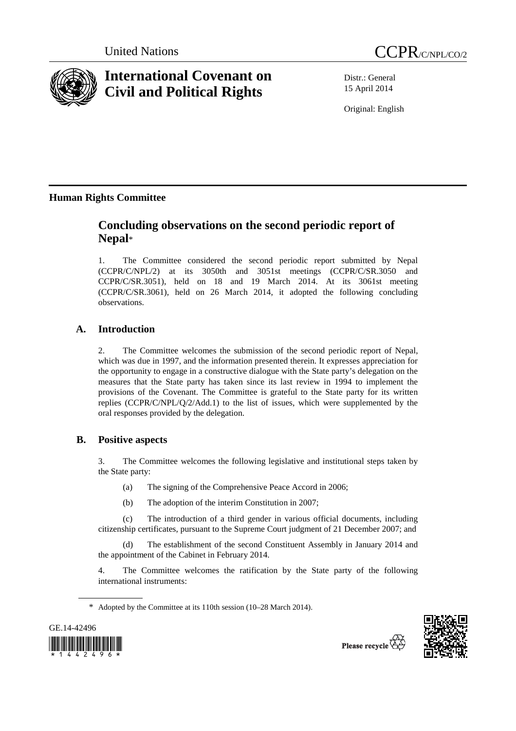United Nations CCPR/C/NPL/CO/2

# International Covenant on Civil and Political Rights

Distr.: General
15 April 2014

Original: English

## Human Rights Committee

## Concluding observations on the second periodic report of Nepal*

1. The Committee considered the second periodic report submitted by Nepal (CCPR/C/NPL/2) at its 3050th and 3051st meetings (CCPR/C/SR.3050 and CCPR/C/SR.3051), held on 18 and 19 March 2014. At its 3061st meeting (CCPR/C/SR.3061), held on 26 March 2014, it adopted the following concluding observations.

### A. Introduction

2. The Committee welcomes the submission of the second periodic report of Nepal, which was due in 1997, and the information presented therein. It expresses appreciation for the opportunity to engage in a constructive dialogue with the State party's delegation on the measures that the State party has taken since its last review in 1994 to implement the provisions of the Covenant. The Committee is grateful to the State party for its written replies (CCPR/C/NPL/Q/2/Add.1) to the list of issues, which were supplemented by the oral responses provided by the delegation.

### B. Positive aspects

3. The Committee welcomes the following legislative and institutional steps taken by the State party:

(a) The signing of the Comprehensive Peace Accord in 2006;

(b) The adoption of the interim Constitution in 2007;

(c) The introduction of a third gender in various official documents, including citizenship certificates, pursuant to the Supreme Court judgment of 21 December 2007; and

(d) The establishment of the second Constituent Assembly in January 2014 and the appointment of the Cabinet in February 2014.

4. The Committee welcomes the ratification by the State party of the following international instruments:

* Adopted by the Committee at its 110th session (10–28 March 2014).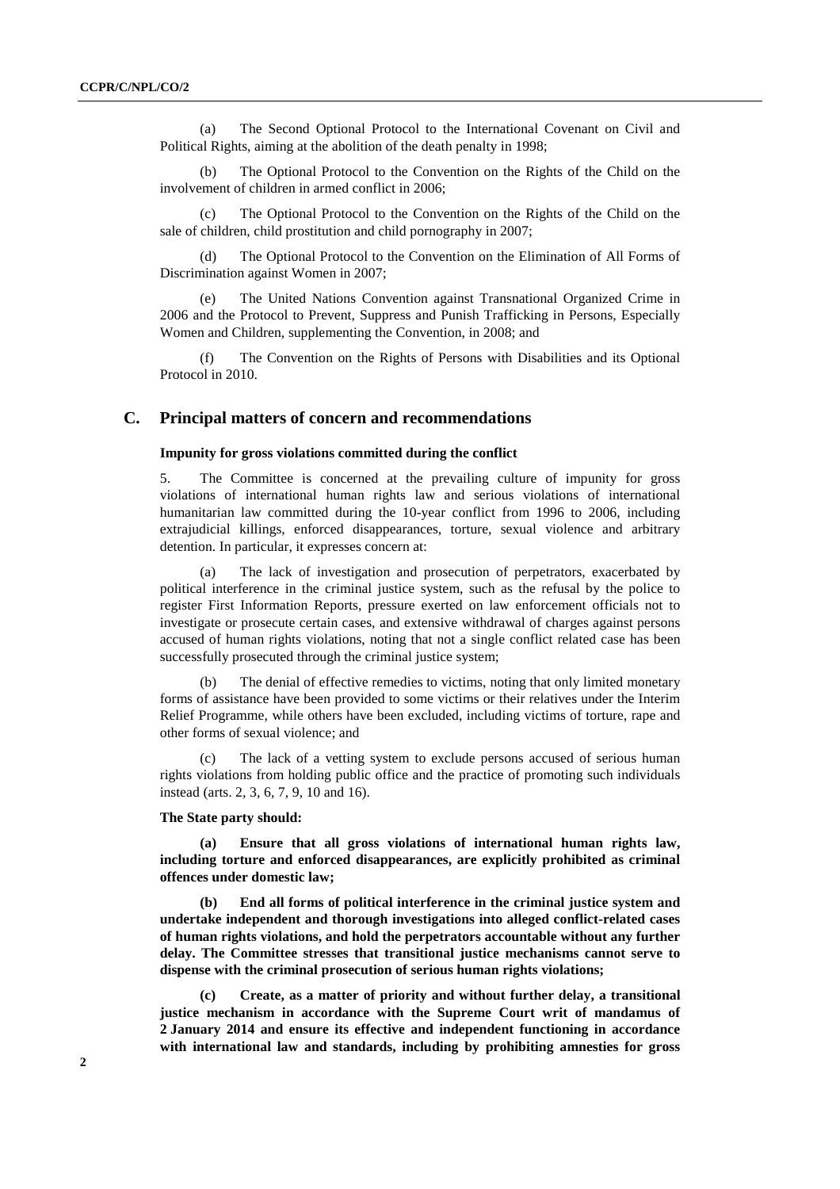(a) The Second Optional Protocol to the International Covenant on Civil and Political Rights, aiming at the abolition of the death penalty in 1998;

(b) The Optional Protocol to the Convention on the Rights of the Child on the involvement of children in armed conflict in 2006;

(c) The Optional Protocol to the Convention on the Rights of the Child on the sale of children, child prostitution and child pornography in 2007;

(d) The Optional Protocol to the Convention on the Elimination of All Forms of Discrimination against Women in 2007;

(e) The United Nations Convention against Transnational Organized Crime in 2006 and the Protocol to Prevent, Suppress and Punish Trafficking in Persons, Especially Women and Children, supplementing the Convention, in 2008; and

(f) The Convention on the Rights of Persons with Disabilities and its Optional Protocol in 2010.

## C. Principal matters of concern and recommendations

### Impunity for gross violations committed during the conflict

5. The Committee is concerned at the prevailing culture of impunity for gross violations of international human rights law and serious violations of international humanitarian law committed during the 10-year conflict from 1996 to 2006, including extrajudicial killings, enforced disappearances, torture, sexual violence and arbitrary detention. In particular, it expresses concern at:

(a) The lack of investigation and prosecution of perpetrators, exacerbated by political interference in the criminal justice system, such as the refusal by the police to register First Information Reports, pressure exerted on law enforcement officials not to investigate or prosecute certain cases, and extensive withdrawal of charges against persons accused of human rights violations, noting that not a single conflict related case has been successfully prosecuted through the criminal justice system;

(b) The denial of effective remedies to victims, noting that only limited monetary forms of assistance have been provided to some victims or their relatives under the Interim Relief Programme, while others have been excluded, including victims of torture, rape and other forms of sexual violence; and

(c) The lack of a vetting system to exclude persons accused of serious human rights violations from holding public office and the practice of promoting such individuals instead (arts. 2, 3, 6, 7, 9, 10 and 16).

**The State party should:**

**(a) Ensure that all gross violations of international human rights law, including torture and enforced disappearances, are explicitly prohibited as criminal offences under domestic law;**

**(b) End all forms of political interference in the criminal justice system and undertake independent and thorough investigations into alleged conflict-related cases of human rights violations, and hold the perpetrators accountable without any further delay. The Committee stresses that transitional justice mechanisms cannot serve to dispense with the criminal prosecution of serious human rights violations;**

**(c) Create, as a matter of priority and without further delay, a transitional justice mechanism in accordance with the Supreme Court writ of mandamus of 2 January 2014 and ensure its effective and independent functioning in accordance with international law and standards, including by prohibiting amnesties for gross**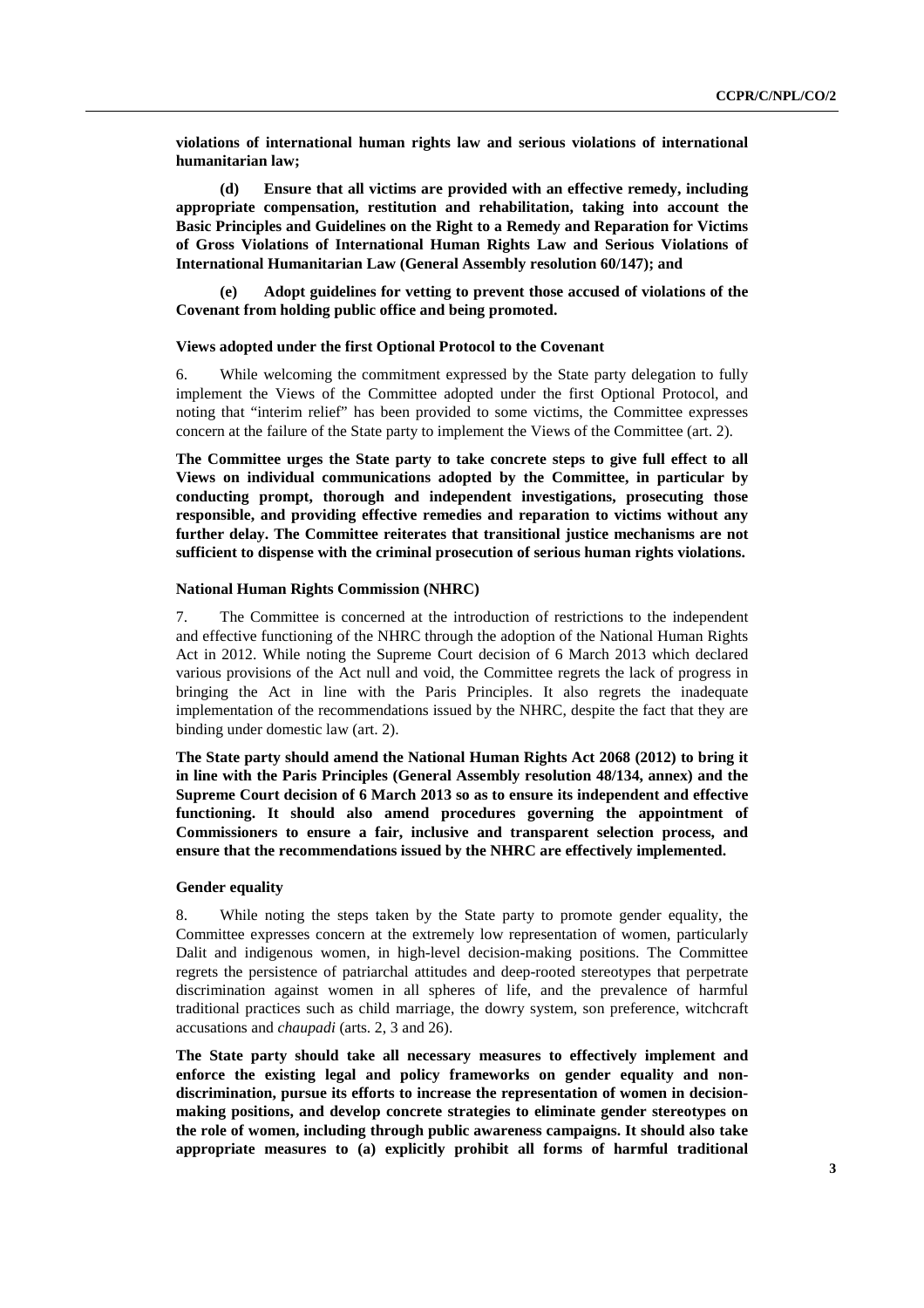**violations of international human rights law and serious violations of international humanitarian law;**

**(d) Ensure that all victims are provided with an effective remedy, including appropriate compensation, restitution and rehabilitation, taking into account the Basic Principles and Guidelines on the Right to a Remedy and Reparation for Victims of Gross Violations of International Human Rights Law and Serious Violations of International Humanitarian Law (General Assembly resolution 60/147); and**

**(e) Adopt guidelines for vetting to prevent those accused of violations of the Covenant from holding public office and being promoted.**

### Views adopted under the first Optional Protocol to the Covenant

6. While welcoming the commitment expressed by the State party delegation to fully implement the Views of the Committee adopted under the first Optional Protocol, and noting that "interim relief" has been provided to some victims, the Committee expresses concern at the failure of the State party to implement the Views of the Committee (art. 2).

**The Committee urges the State party to take concrete steps to give full effect to all Views on individual communications adopted by the Committee, in particular by conducting prompt, thorough and independent investigations, prosecuting those responsible, and providing effective remedies and reparation to victims without any further delay. The Committee reiterates that transitional justice mechanisms are not sufficient to dispense with the criminal prosecution of serious human rights violations.**

### National Human Rights Commission (NHRC)

7. The Committee is concerned at the introduction of restrictions to the independent and effective functioning of the NHRC through the adoption of the National Human Rights Act in 2012. While noting the Supreme Court decision of 6 March 2013 which declared various provisions of the Act null and void, the Committee regrets the lack of progress in bringing the Act in line with the Paris Principles. It also regrets the inadequate implementation of the recommendations issued by the NHRC, despite the fact that they are binding under domestic law (art. 2).

**The State party should amend the National Human Rights Act 2068 (2012) to bring it in line with the Paris Principles (General Assembly resolution 48/134, annex) and the Supreme Court decision of 6 March 2013 so as to ensure its independent and effective functioning. It should also amend procedures governing the appointment of Commissioners to ensure a fair, inclusive and transparent selection process, and ensure that the recommendations issued by the NHRC are effectively implemented.**

### Gender equality

8. While noting the steps taken by the State party to promote gender equality, the Committee expresses concern at the extremely low representation of women, particularly Dalit and indigenous women, in high-level decision-making positions. The Committee regrets the persistence of patriarchal attitudes and deep-rooted stereotypes that perpetrate discrimination against women in all spheres of life, and the prevalence of harmful traditional practices such as child marriage, the dowry system, son preference, witchcraft accusations and *chaupadi* (arts. 2, 3 and 26).

**The State party should take all necessary measures to effectively implement and enforce the existing legal and policy frameworks on gender equality and non-discrimination, pursue its efforts to increase the representation of women in decision-making positions, and develop concrete strategies to eliminate gender stereotypes on the role of women, including through public awareness campaigns. It should also take appropriate measures to (a) explicitly prohibit all forms of harmful traditional**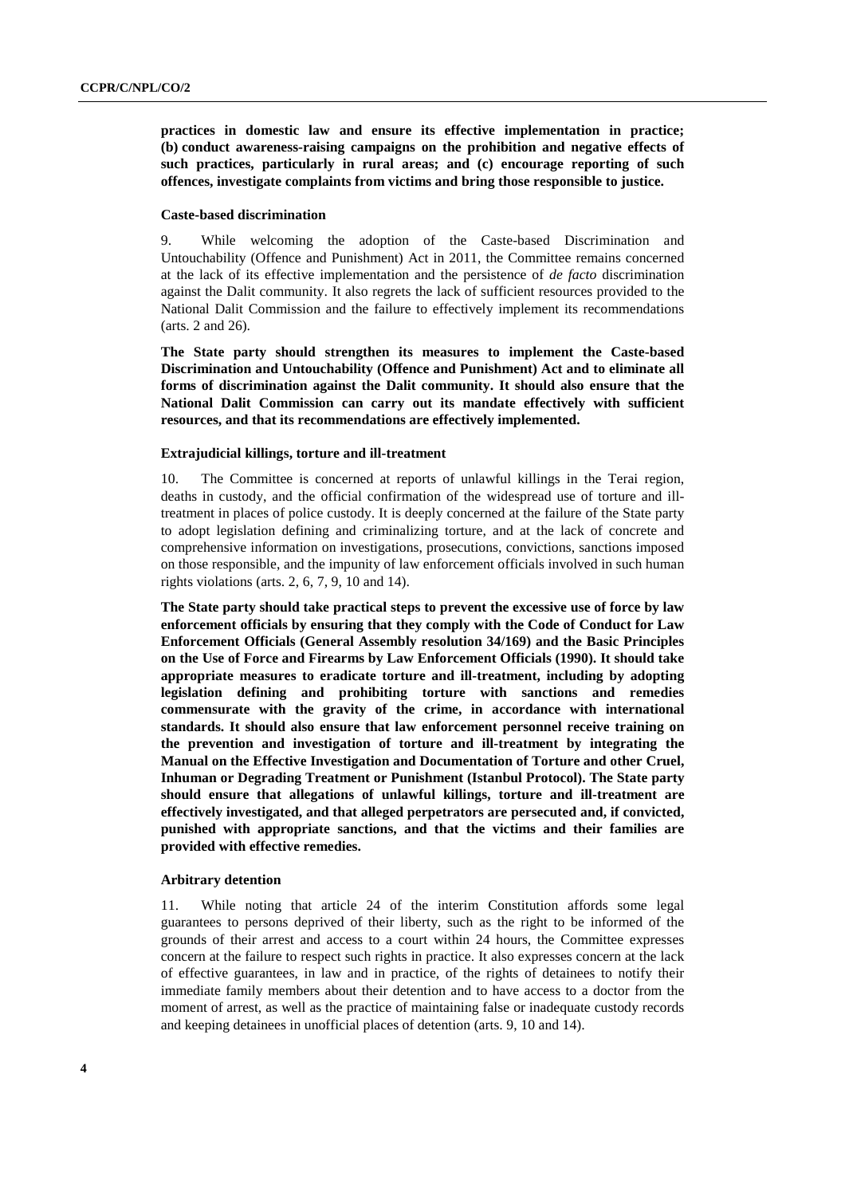**practices in domestic law and ensure its effective implementation in practice; (b) conduct awareness-raising campaigns on the prohibition and negative effects of such practices, particularly in rural areas; and (c) encourage reporting of such offences, investigate complaints from victims and bring those responsible to justice.**

#### Caste-based discrimination

9. While welcoming the adoption of the Caste-based Discrimination and Untouchability (Offence and Punishment) Act in 2011, the Committee remains concerned at the lack of its effective implementation and the persistence of *de facto* discrimination against the Dalit community. It also regrets the lack of sufficient resources provided to the National Dalit Commission and the failure to effectively implement its recommendations (arts. 2 and 26).

**The State party should strengthen its measures to implement the Caste-based Discrimination and Untouchability (Offence and Punishment) Act and to eliminate all forms of discrimination against the Dalit community. It should also ensure that the National Dalit Commission can carry out its mandate effectively with sufficient resources, and that its recommendations are effectively implemented.**

#### Extrajudicial killings, torture and ill-treatment

10. The Committee is concerned at reports of unlawful killings in the Terai region, deaths in custody, and the official confirmation of the widespread use of torture and ill-treatment in places of police custody. It is deeply concerned at the failure of the State party to adopt legislation defining and criminalizing torture, and at the lack of concrete and comprehensive information on investigations, prosecutions, convictions, sanctions imposed on those responsible, and the impunity of law enforcement officials involved in such human rights violations (arts. 2, 6, 7, 9, 10 and 14).

**The State party should take practical steps to prevent the excessive use of force by law enforcement officials by ensuring that they comply with the Code of Conduct for Law Enforcement Officials (General Assembly resolution 34/169) and the Basic Principles on the Use of Force and Firearms by Law Enforcement Officials (1990). It should take appropriate measures to eradicate torture and ill-treatment, including by adopting legislation defining and prohibiting torture with sanctions and remedies commensurate with the gravity of the crime, in accordance with international standards. It should also ensure that law enforcement personnel receive training on the prevention and investigation of torture and ill-treatment by integrating the Manual on the Effective Investigation and Documentation of Torture and other Cruel, Inhuman or Degrading Treatment or Punishment (Istanbul Protocol). The State party should ensure that allegations of unlawful killings, torture and ill-treatment are effectively investigated, and that alleged perpetrators are persecuted and, if convicted, punished with appropriate sanctions, and that the victims and their families are provided with effective remedies.**

#### Arbitrary detention

11. While noting that article 24 of the interim Constitution affords some legal guarantees to persons deprived of their liberty, such as the right to be informed of the grounds of their arrest and access to a court within 24 hours, the Committee expresses concern at the failure to respect such rights in practice. It also expresses concern at the lack of effective guarantees, in law and in practice, of the rights of detainees to notify their immediate family members about their detention and to have access to a doctor from the moment of arrest, as well as the practice of maintaining false or inadequate custody records and keeping detainees in unofficial places of detention (arts. 9, 10 and 14).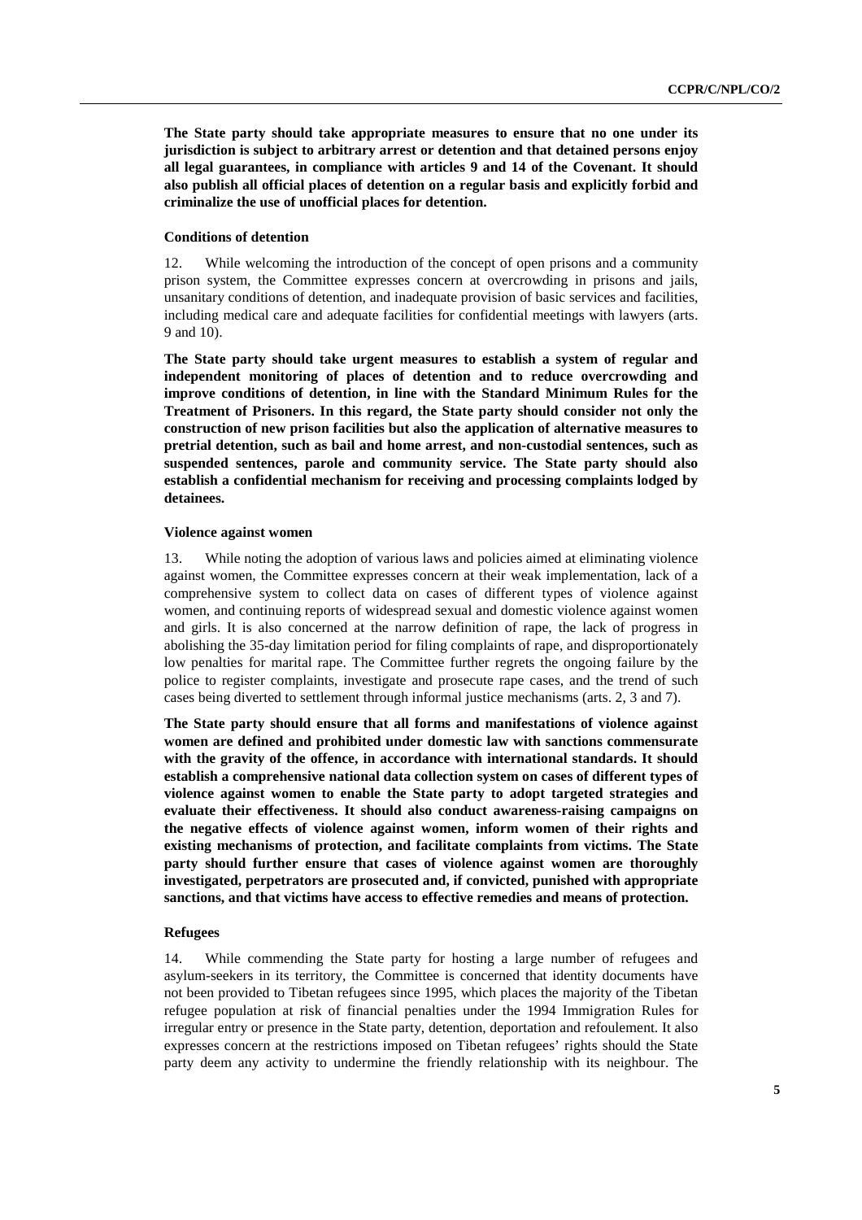**The State party should take appropriate measures to ensure that no one under its jurisdiction is subject to arbitrary arrest or detention and that detained persons enjoy all legal guarantees, in compliance with articles 9 and 14 of the Covenant. It should also publish all official places of detention on a regular basis and explicitly forbid and criminalize the use of unofficial places for detention.**

#### Conditions of detention

12. While welcoming the introduction of the concept of open prisons and a community prison system, the Committee expresses concern at overcrowding in prisons and jails, unsanitary conditions of detention, and inadequate provision of basic services and facilities, including medical care and adequate facilities for confidential meetings with lawyers (arts. 9 and 10).

**The State party should take urgent measures to establish a system of regular and independent monitoring of places of detention and to reduce overcrowding and improve conditions of detention, in line with the Standard Minimum Rules for the Treatment of Prisoners. In this regard, the State party should consider not only the construction of new prison facilities but also the application of alternative measures to pretrial detention, such as bail and home arrest, and non-custodial sentences, such as suspended sentences, parole and community service. The State party should also establish a confidential mechanism for receiving and processing complaints lodged by detainees.**

#### Violence against women

13. While noting the adoption of various laws and policies aimed at eliminating violence against women, the Committee expresses concern at their weak implementation, lack of a comprehensive system to collect data on cases of different types of violence against women, and continuing reports of widespread sexual and domestic violence against women and girls. It is also concerned at the narrow definition of rape, the lack of progress in abolishing the 35-day limitation period for filing complaints of rape, and disproportionately low penalties for marital rape. The Committee further regrets the ongoing failure by the police to register complaints, investigate and prosecute rape cases, and the trend of such cases being diverted to settlement through informal justice mechanisms (arts. 2, 3 and 7).

**The State party should ensure that all forms and manifestations of violence against women are defined and prohibited under domestic law with sanctions commensurate with the gravity of the offence, in accordance with international standards. It should establish a comprehensive national data collection system on cases of different types of violence against women to enable the State party to adopt targeted strategies and evaluate their effectiveness. It should also conduct awareness-raising campaigns on the negative effects of violence against women, inform women of their rights and existing mechanisms of protection, and facilitate complaints from victims. The State party should further ensure that cases of violence against women are thoroughly investigated, perpetrators are prosecuted and, if convicted, punished with appropriate sanctions, and that victims have access to effective remedies and means of protection.**

#### Refugees

14. While commending the State party for hosting a large number of refugees and asylum-seekers in its territory, the Committee is concerned that identity documents have not been provided to Tibetan refugees since 1995, which places the majority of the Tibetan refugee population at risk of financial penalties under the 1994 Immigration Rules for irregular entry or presence in the State party, detention, deportation and refoulement. It also expresses concern at the restrictions imposed on Tibetan refugees' rights should the State party deem any activity to undermine the friendly relationship with its neighbour. The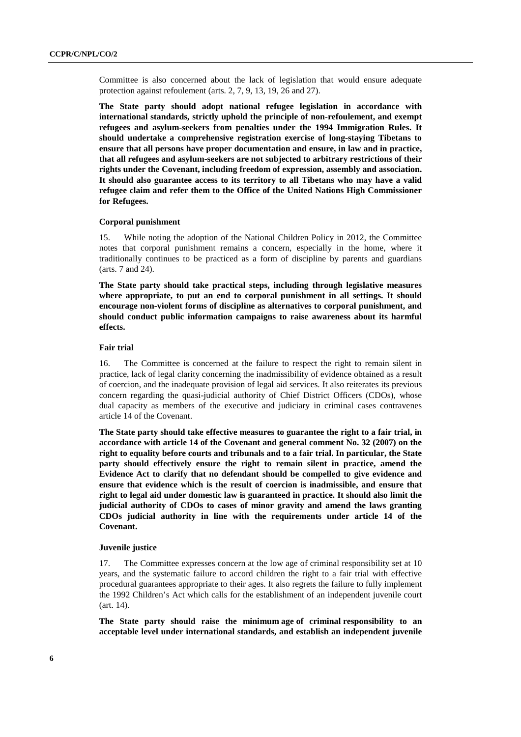Committee is also concerned about the lack of legislation that would ensure adequate protection against refoulement (arts. 2, 7, 9, 13, 19, 26 and 27).

**The State party should adopt national refugee legislation in accordance with international standards, strictly uphold the principle of non-refoulement, and exempt refugees and asylum-seekers from penalties under the 1994 Immigration Rules. It should undertake a comprehensive registration exercise of long-staying Tibetans to ensure that all persons have proper documentation and ensure, in law and in practice, that all refugees and asylum-seekers are not subjected to arbitrary restrictions of their rights under the Covenant, including freedom of expression, assembly and association. It should also guarantee access to its territory to all Tibetans who may have a valid refugee claim and refer them to the Office of the United Nations High Commissioner for Refugees.**

#### Corporal punishment

15. While noting the adoption of the National Children Policy in 2012, the Committee notes that corporal punishment remains a concern, especially in the home, where it traditionally continues to be practiced as a form of discipline by parents and guardians (arts. 7 and 24).

**The State party should take practical steps, including through legislative measures where appropriate, to put an end to corporal punishment in all settings. It should encourage non-violent forms of discipline as alternatives to corporal punishment, and should conduct public information campaigns to raise awareness about its harmful effects.**

#### Fair trial

16. The Committee is concerned at the failure to respect the right to remain silent in practice, lack of legal clarity concerning the inadmissibility of evidence obtained as a result of coercion, and the inadequate provision of legal aid services. It also reiterates its previous concern regarding the quasi-judicial authority of Chief District Officers (CDOs), whose dual capacity as members of the executive and judiciary in criminal cases contravenes article 14 of the Covenant.

**The State party should take effective measures to guarantee the right to a fair trial, in accordance with article 14 of the Covenant and general comment No. 32 (2007) on the right to equality before courts and tribunals and to a fair trial. In particular, the State party should effectively ensure the right to remain silent in practice, amend the Evidence Act to clarify that no defendant should be compelled to give evidence and ensure that evidence which is the result of coercion is inadmissible, and ensure that right to legal aid under domestic law is guaranteed in practice. It should also limit the judicial authority of CDOs to cases of minor gravity and amend the laws granting CDOs judicial authority in line with the requirements under article 14 of the Covenant.**

#### Juvenile justice

17. The Committee expresses concern at the low age of criminal responsibility set at 10 years, and the systematic failure to accord children the right to a fair trial with effective procedural guarantees appropriate to their ages. It also regrets the failure to fully implement the 1992 Children's Act which calls for the establishment of an independent juvenile court (art. 14).

**The State party should raise the minimum age of criminal responsibility to an acceptable level under international standards, and establish an independent juvenile**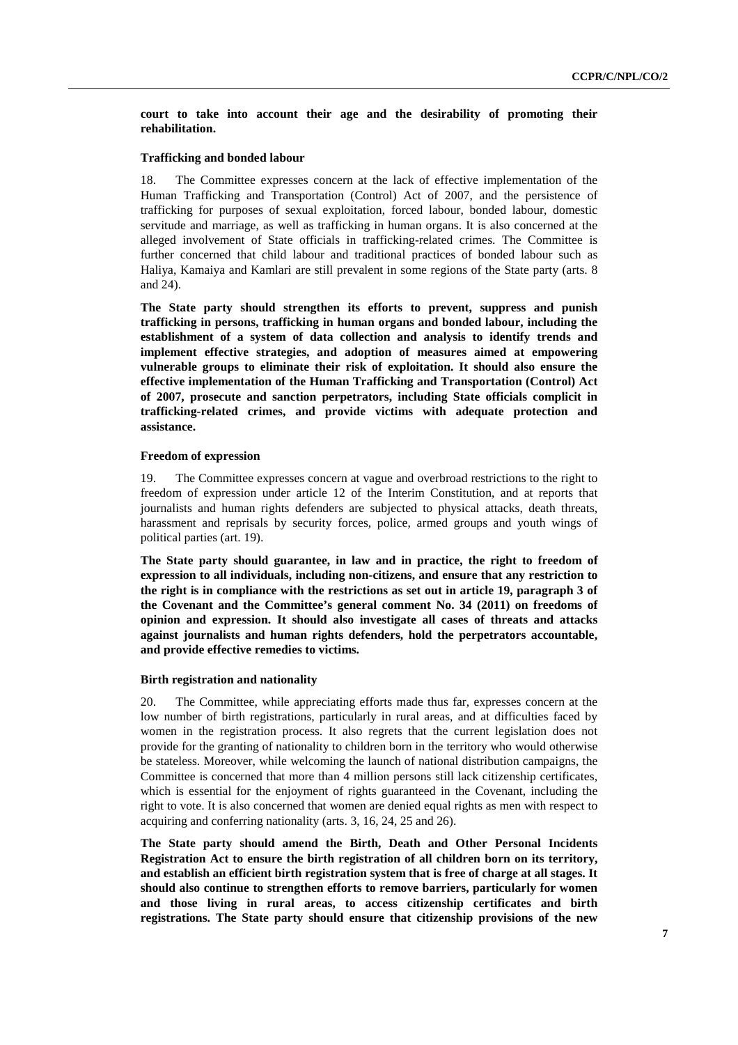**court to take into account their age and the desirability of promoting their rehabilitation.**

### Trafficking and bonded labour

18. The Committee expresses concern at the lack of effective implementation of the Human Trafficking and Transportation (Control) Act of 2007, and the persistence of trafficking for purposes of sexual exploitation, forced labour, bonded labour, domestic servitude and marriage, as well as trafficking in human organs. It is also concerned at the alleged involvement of State officials in trafficking-related crimes. The Committee is further concerned that child labour and traditional practices of bonded labour such as Haliya, Kamaiya and Kamlari are still prevalent in some regions of the State party (arts. 8 and 24).

**The State party should strengthen its efforts to prevent, suppress and punish trafficking in persons, trafficking in human organs and bonded labour, including the establishment of a system of data collection and analysis to identify trends and implement effective strategies, and adoption of measures aimed at empowering vulnerable groups to eliminate their risk of exploitation. It should also ensure the effective implementation of the Human Trafficking and Transportation (Control) Act of 2007, prosecute and sanction perpetrators, including State officials complicit in trafficking-related crimes, and provide victims with adequate protection and assistance.**

### Freedom of expression

19. The Committee expresses concern at vague and overbroad restrictions to the right to freedom of expression under article 12 of the Interim Constitution, and at reports that journalists and human rights defenders are subjected to physical attacks, death threats, harassment and reprisals by security forces, police, armed groups and youth wings of political parties (art. 19).

**The State party should guarantee, in law and in practice, the right to freedom of expression to all individuals, including non-citizens, and ensure that any restriction to the right is in compliance with the restrictions as set out in article 19, paragraph 3 of the Covenant and the Committee's general comment No. 34 (2011) on freedoms of opinion and expression. It should also investigate all cases of threats and attacks against journalists and human rights defenders, hold the perpetrators accountable, and provide effective remedies to victims.**

### Birth registration and nationality

20. The Committee, while appreciating efforts made thus far, expresses concern at the low number of birth registrations, particularly in rural areas, and at difficulties faced by women in the registration process. It also regrets that the current legislation does not provide for the granting of nationality to children born in the territory who would otherwise be stateless. Moreover, while welcoming the launch of national distribution campaigns, the Committee is concerned that more than 4 million persons still lack citizenship certificates, which is essential for the enjoyment of rights guaranteed in the Covenant, including the right to vote. It is also concerned that women are denied equal rights as men with respect to acquiring and conferring nationality (arts. 3, 16, 24, 25 and 26).

**The State party should amend the Birth, Death and Other Personal Incidents Registration Act to ensure the birth registration of all children born on its territory, and establish an efficient birth registration system that is free of charge at all stages. It should also continue to strengthen efforts to remove barriers, particularly for women and those living in rural areas, to access citizenship certificates and birth registrations. The State party should ensure that citizenship provisions of the new**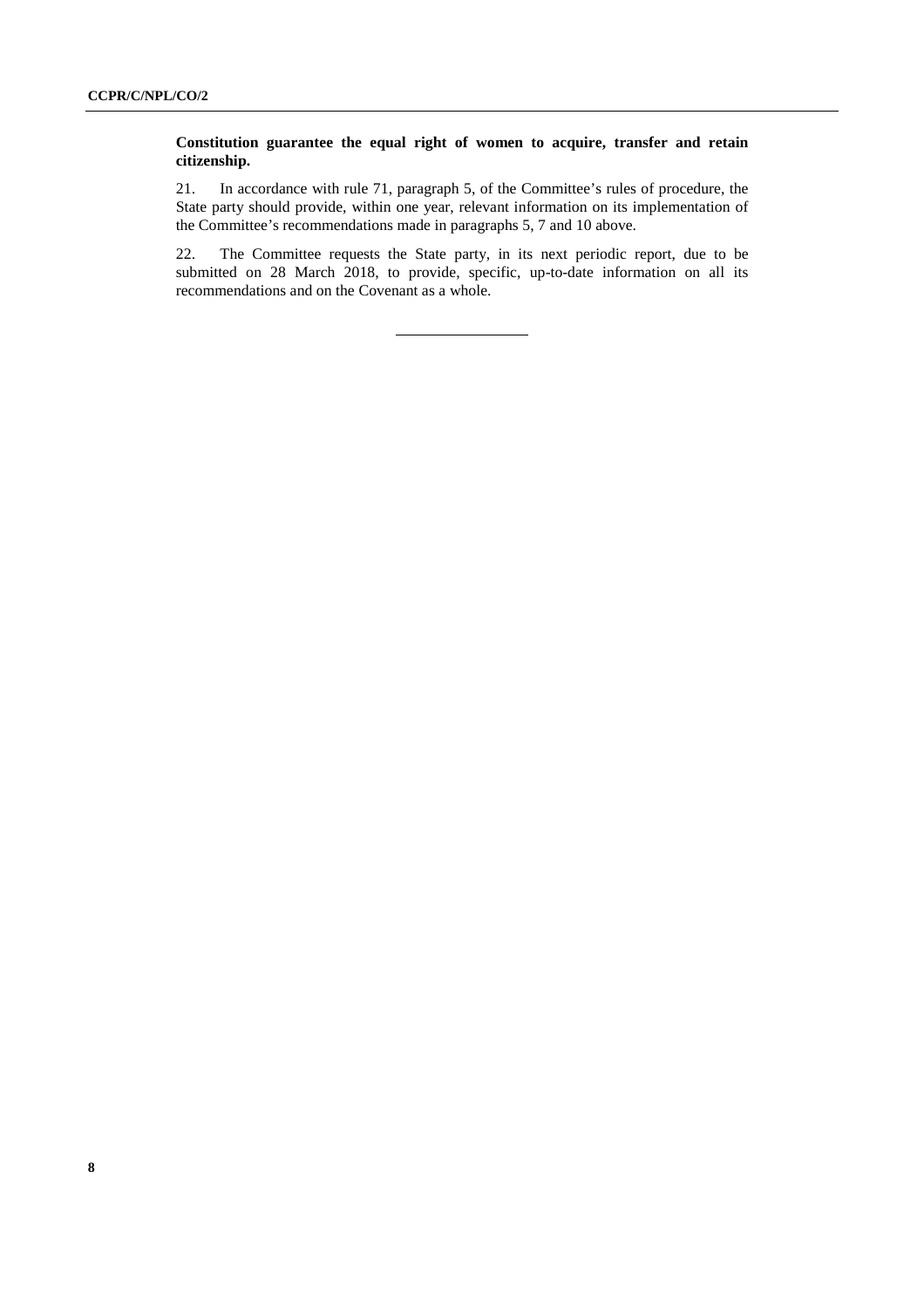**Constitution guarantee the equal right of women to acquire, transfer and retain citizenship.**

21. In accordance with rule 71, paragraph 5, of the Committee's rules of procedure, the State party should provide, within one year, relevant information on its implementation of the Committee's recommendations made in paragraphs 5, 7 and 10 above.

22. The Committee requests the State party, in its next periodic report, due to be submitted on 28 March 2018, to provide, specific, up-to-date information on all its recommendations and on the Covenant as a whole.